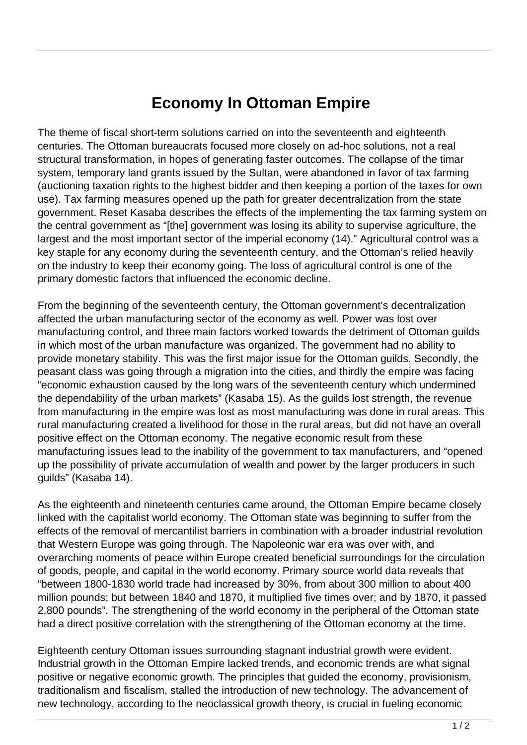# Economy In Ottoman Empire

The theme of fiscal short-term solutions carried on into the seventeenth and eighteenth centuries. The Ottoman bureaucrats focused more closely on ad-hoc solutions, not a real structural transformation, in hopes of generating faster outcomes. The collapse of the timar system, temporary land grants issued by the Sultan, were abandoned in favor of tax farming (auctioning taxation rights to the highest bidder and then keeping a portion of the taxes for own use). Tax farming measures opened up the path for greater decentralization from the state government. Reset Kasaba describes the effects of the implementing the tax farming system on the central government as "[the] government was losing its ability to supervise agriculture, the largest and the most important sector of the imperial economy (14)." Agricultural control was a key staple for any economy during the seventeenth century, and the Ottoman's relied heavily on the industry to keep their economy going. The loss of agricultural control is one of the primary domestic factors that influenced the economic decline.

From the beginning of the seventeenth century, the Ottoman government's decentralization affected the urban manufacturing sector of the economy as well. Power was lost over manufacturing control, and three main factors worked towards the detriment of Ottoman guilds in which most of the urban manufacture was organized. The government had no ability to provide monetary stability. This was the first major issue for the Ottoman guilds. Secondly, the peasant class was going through a migration into the cities, and thirdly the empire was facing "economic exhaustion caused by the long wars of the seventeenth century which undermined the dependability of the urban markets" (Kasaba 15). As the guilds lost strength, the revenue from manufacturing in the empire was lost as most manufacturing was done in rural areas. This rural manufacturing created a livelihood for those in the rural areas, but did not have an overall positive effect on the Ottoman economy. The negative economic result from these manufacturing issues lead to the inability of the government to tax manufacturers, and "opened up the possibility of private accumulation of wealth and power by the larger producers in such guilds" (Kasaba 14).

As the eighteenth and nineteenth centuries came around, the Ottoman Empire became closely linked with the capitalist world economy. The Ottoman state was beginning to suffer from the effects of the removal of mercantilist barriers in combination with a broader industrial revolution that Western Europe was going through. The Napoleonic war era was over with, and overarching moments of peace within Europe created beneficial surroundings for the circulation of goods, people, and capital in the world economy. Primary source world data reveals that "between 1800-1830 world trade had increased by 30%, from about 300 million to about 400 million pounds; but between 1840 and 1870, it multiplied five times over; and by 1870, it passed 2,800 pounds". The strengthening of the world economy in the peripheral of the Ottoman state had a direct positive correlation with the strengthening of the Ottoman economy at the time.

Eighteenth century Ottoman issues surrounding stagnant industrial growth were evident. Industrial growth in the Ottoman Empire lacked trends, and economic trends are what signal positive or negative economic growth. The principles that guided the economy, provisionism, traditionalism and fiscalism, stalled the introduction of new technology. The advancement of new technology, according to the neoclassical growth theory, is crucial in fueling economic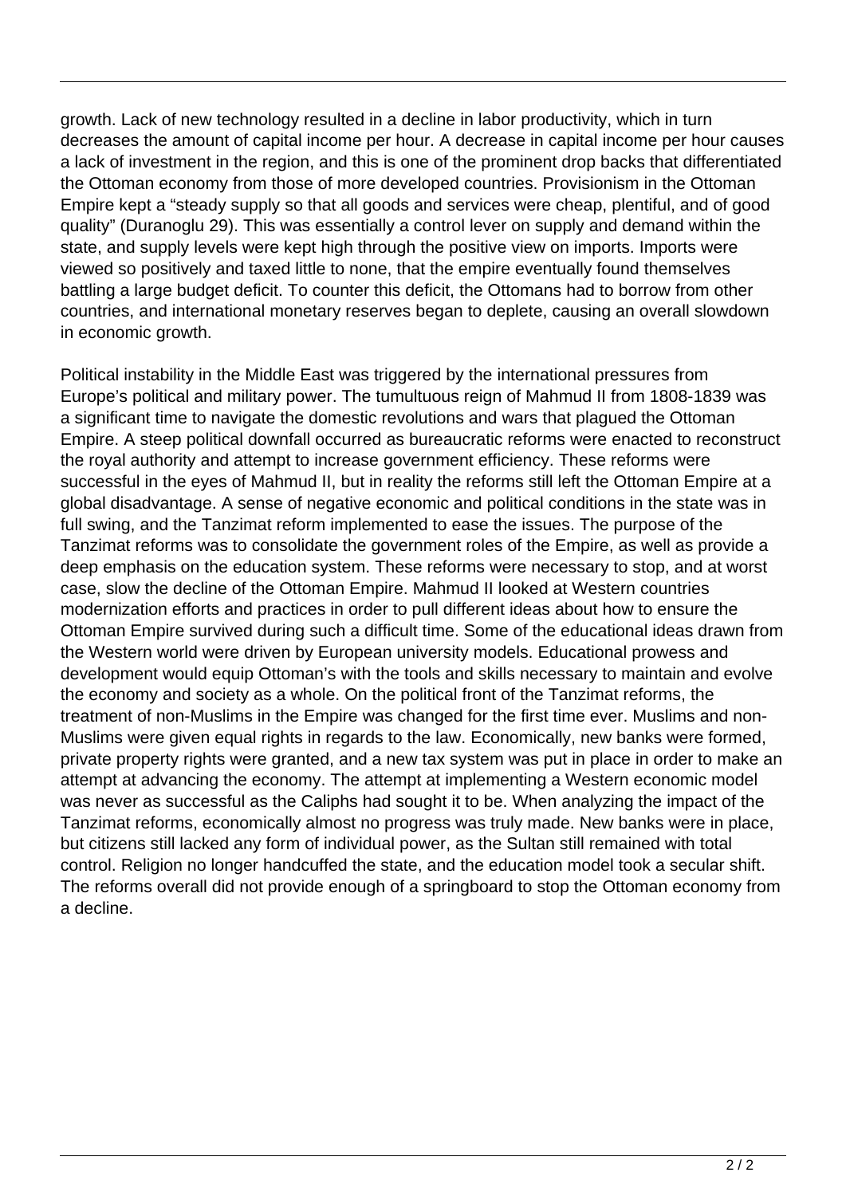growth. Lack of new technology resulted in a decline in labor productivity, which in turn decreases the amount of capital income per hour. A decrease in capital income per hour causes a lack of investment in the region, and this is one of the prominent drop backs that differentiated the Ottoman economy from those of more developed countries. Provisionism in the Ottoman Empire kept a "steady supply so that all goods and services were cheap, plentiful, and of good quality" (Duranoglu 29). This was essentially a control lever on supply and demand within the state, and supply levels were kept high through the positive view on imports. Imports were viewed so positively and taxed little to none, that the empire eventually found themselves battling a large budget deficit. To counter this deficit, the Ottomans had to borrow from other countries, and international monetary reserves began to deplete, causing an overall slowdown in economic growth.

Political instability in the Middle East was triggered by the international pressures from Europe's political and military power. The tumultuous reign of Mahmud II from 1808-1839 was a significant time to navigate the domestic revolutions and wars that plagued the Ottoman Empire. A steep political downfall occurred as bureaucratic reforms were enacted to reconstruct the royal authority and attempt to increase government efficiency. These reforms were successful in the eyes of Mahmud II, but in reality the reforms still left the Ottoman Empire at a global disadvantage. A sense of negative economic and political conditions in the state was in full swing, and the Tanzimat reform implemented to ease the issues. The purpose of the Tanzimat reforms was to consolidate the government roles of the Empire, as well as provide a deep emphasis on the education system. These reforms were necessary to stop, and at worst case, slow the decline of the Ottoman Empire. Mahmud II looked at Western countries modernization efforts and practices in order to pull different ideas about how to ensure the Ottoman Empire survived during such a difficult time. Some of the educational ideas drawn from the Western world were driven by European university models. Educational prowess and development would equip Ottoman's with the tools and skills necessary to maintain and evolve the economy and society as a whole. On the political front of the Tanzimat reforms, the treatment of non-Muslims in the Empire was changed for the first time ever. Muslims and non-Muslims were given equal rights in regards to the law. Economically, new banks were formed, private property rights were granted, and a new tax system was put in place in order to make an attempt at advancing the economy. The attempt at implementing a Western economic model was never as successful as the Caliphs had sought it to be. When analyzing the impact of the Tanzimat reforms, economically almost no progress was truly made. New banks were in place, but citizens still lacked any form of individual power, as the Sultan still remained with total control. Religion no longer handcuffed the state, and the education model took a secular shift. The reforms overall did not provide enough of a springboard to stop the Ottoman economy from a decline.